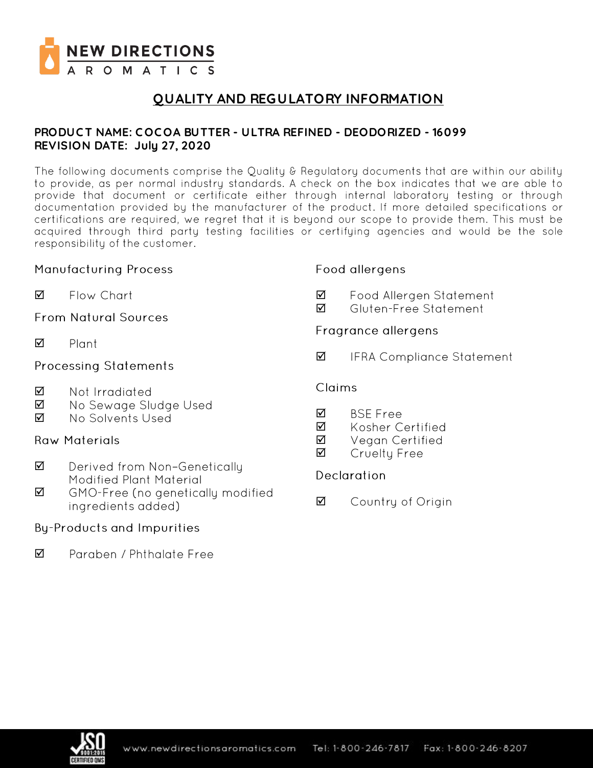NEW DIRECTIONS AROMATICS

# QUALITY AND REGULATORY INFORMATION

**PRODUCT NAME: COCOA BUTTER - ULTRA REFINED - DEODORIZED - 16099**
**REVISION DATE: July 27, 2020**

The following documents comprise the Quality & Regulatory documents that are within our ability to provide, as per normal industry standards. A check on the box indicates that we are able to provide that document or certificate either through internal laboratory testing or through documentation provided by the manufacturer of the product. If more detailed specifications or certifications are required, we regret that it is beyond our scope to provide them. This must be acquired through third party testing facilities or certifying agencies and would be the sole responsibility of the customer.

### Manufacturing Process

- ☑ Flow Chart

### From Natural Sources

- ☑ Plant

### Processing Statements

- ☑ Not Irradiated
- ☑ No Sewage Sludge Used
- ☑ No Solvents Used

### Raw Materials

- ☑ Derived from Non-Genetically Modified Plant Material
- ☑ GMO-Free (no genetically modified ingredients added)

### By-Products and Impurities

- ☑ Paraben / Phthalate Free

### Food allergens

- ☑ Food Allergen Statement
- ☑ Gluten-Free Statement

### Fragrance allergens

- ☑ IFRA Compliance Statement

### Claims

- ☑ BSE Free
- ☑ Kosher Certified
- ☑ Vegan Certified
- ☑ Cruelty Free

### Declaration

- ☑ Country of Origin

www.newdirectionsaromatics.com Tel: 1-800-246-7817 Fax: 1-800-246-8207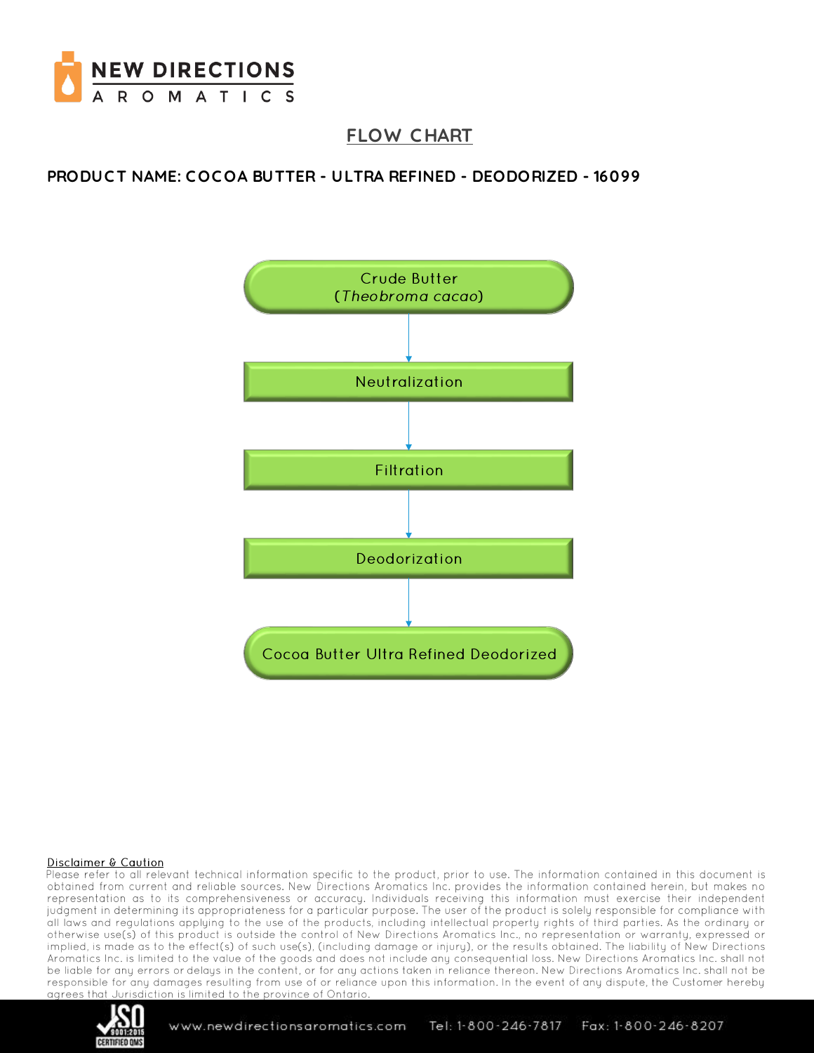NEW DIRECTIONS AROMATICS

# FLOW CHART

**PRODUCT NAME: COCOA BUTTER - ULTRA REFINED - DEODORIZED - 16099**

Crude Butter
(*Theobroma cacao*)

Neutralization

Filtration

Deodorization

Cocoa Butter Ultra Refined Deodorized

Disclaimer & Caution

Please refer to all relevant technical information specific to the product, prior to use. The information contained in this document is obtained from current and reliable sources. New Directions Aromatics Inc. provides the information contained herein, but makes no representation as to its comprehensiveness or accuracy. Individuals receiving this information must exercise their independent judgment in determining its appropriateness for a particular purpose. The user of the product is solely responsible for compliance with all laws and regulations applying to the use of the products, including intellectual property rights of third parties. As the ordinary or otherwise use(s) of this product is outside the control of New Directions Aromatics Inc., no representation or warranty, expressed or implied, is made as to the effect(s) of such use(s), (including damage or injury), or the results obtained. The liability of New Directions Aromatics Inc. is limited to the value of the goods and does not include any consequential loss. New Directions Aromatics Inc. shall not be liable for any errors or delays in the content, or for any actions taken in reliance thereon. New Directions Aromatics Inc. shall not be responsible for any damages resulting from use of or reliance upon this information. In the event of any dispute, the Customer hereby agrees that Jurisdiction is limited to the province of Ontario.

www.newdirectionsaromatics.com Tel: 1-800-246-7817 Fax: 1-800-246-8207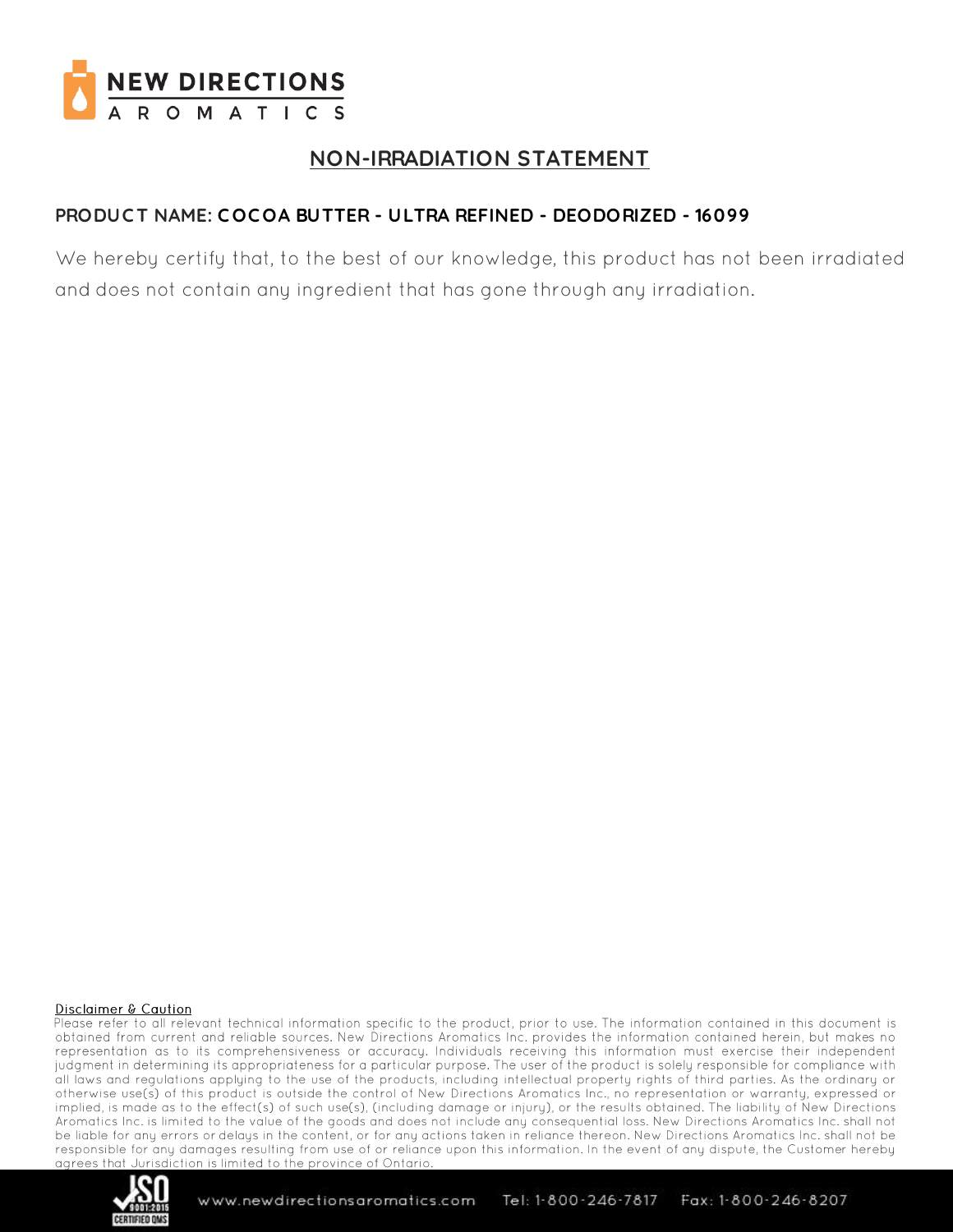# NON-IRRADIATION STATEMENT

**PRODUCT NAME: COCOA BUTTER - ULTRA REFINED - DEODORIZED - 16099**

We hereby certify that, to the best of our knowledge, this product has not been irradiated and does not contain any ingredient that has gone through any irradiation.

Disclaimer & Caution

Please refer to all relevant technical information specific to the product, prior to use. The information contained in this document is obtained from current and reliable sources. New Directions Aromatics Inc. provides the information contained herein, but makes no representation as to its comprehensiveness or accuracy. Individuals receiving this information must exercise their independent judgment in determining its appropriateness for a particular purpose. The user of the product is solely responsible for compliance with all laws and regulations applying to the use of the products, including intellectual property rights of third parties. As the ordinary or otherwise use(s) of this product is outside the control of New Directions Aromatics Inc., no representation or warranty, expressed or implied, is made as to the effect(s) of such use(s), (including damage or injury), or the results obtained. The liability of New Directions Aromatics Inc. is limited to the value of the goods and does not include any consequential loss. New Directions Aromatics Inc. shall not be liable for any errors or delays in the content, or for any actions taken in reliance thereon. New Directions Aromatics Inc. shall not be responsible for any damages resulting from use of or reliance upon this information. In the event of any dispute, the Customer hereby agrees that Jurisdiction is limited to the province of Ontario.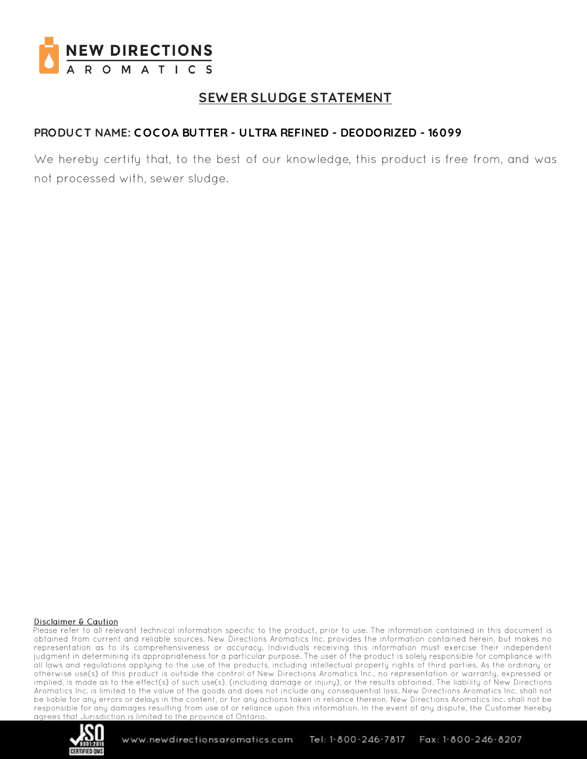# SEWER SLUDGE STATEMENT

**PRODUCT NAME: COCOA BUTTER - ULTRA REFINED - DEODORIZED - 16099**

We hereby certify that, to the best of our knowledge, this product is free from, and was not processed with, sewer sludge.

Disclaimer & Caution

Please refer to all relevant technical information specific to the product, prior to use. The information contained in this document is obtained from current and reliable sources. New Directions Aromatics Inc. provides the information contained herein, but makes no representation as to its comprehensiveness or accuracy. Individuals receiving this information must exercise their independent judgment in determining its appropriateness for a particular purpose. The user of the product is solely responsible for compliance with all laws and regulations applying to the use of the products, including intellectual property rights of third parties. As the ordinary or otherwise use(s) of this product is outside the control of New Directions Aromatics Inc., no representation or warranty, expressed or implied, is made as to the effect(s) of such use(s), (including damage or injury), or the results obtained. The liability of New Directions Aromatics Inc. is limited to the value of the goods and does not include any consequential loss. New Directions Aromatics Inc. shall not be liable for any errors or delays in the content, or for any actions taken in reliance thereon. New Directions Aromatics Inc. shall not be responsible for any damages resulting from use of or reliance upon this information. In the event of any dispute, the Customer hereby agrees that Jurisdiction is limited to the province of Ontario.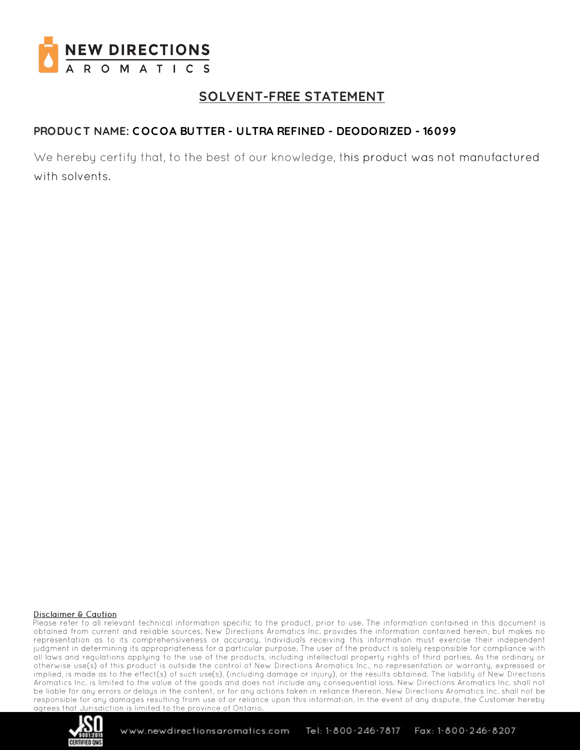# SOLVENT-FREE STATEMENT

**PRODUCT NAME: COCOA BUTTER - ULTRA REFINED - DEODORIZED - 16099**

We hereby certify that, to the best of our knowledge, this product was not manufactured with solvents.

Disclaimer & Caution

Please refer to all relevant technical information specific to the product, prior to use. The information contained in this document is obtained from current and reliable sources. New Directions Aromatics Inc. provides the information contained herein, but makes no representation as to its comprehensiveness or accuracy. Individuals receiving this information must exercise their independent judgment in determining its appropriateness for a particular purpose. The user of the product is solely responsible for compliance with all laws and regulations applying to the use of the products, including intellectual property rights of third parties. As the ordinary or otherwise use(s) of this product is outside the control of New Directions Aromatics Inc., no representation or warranty, expressed or implied, is made as to the effect(s) of such use(s), (including damage or injury), or the results obtained. The liability of New Directions Aromatics Inc. is limited to the value of the goods and does not include any consequential loss. New Directions Aromatics Inc. shall not be liable for any errors or delays in the content, or for any actions taken in reliance thereon. New Directions Aromatics Inc. shall not be responsible for any damages resulting from use of or reliance upon this information. In the event of any dispute, the Customer hereby agrees that Jurisdiction is limited to the province of Ontario.

www.newdirectionsaromatics.com Tel: 1-800-246-7817 Fax: 1-800-246-8207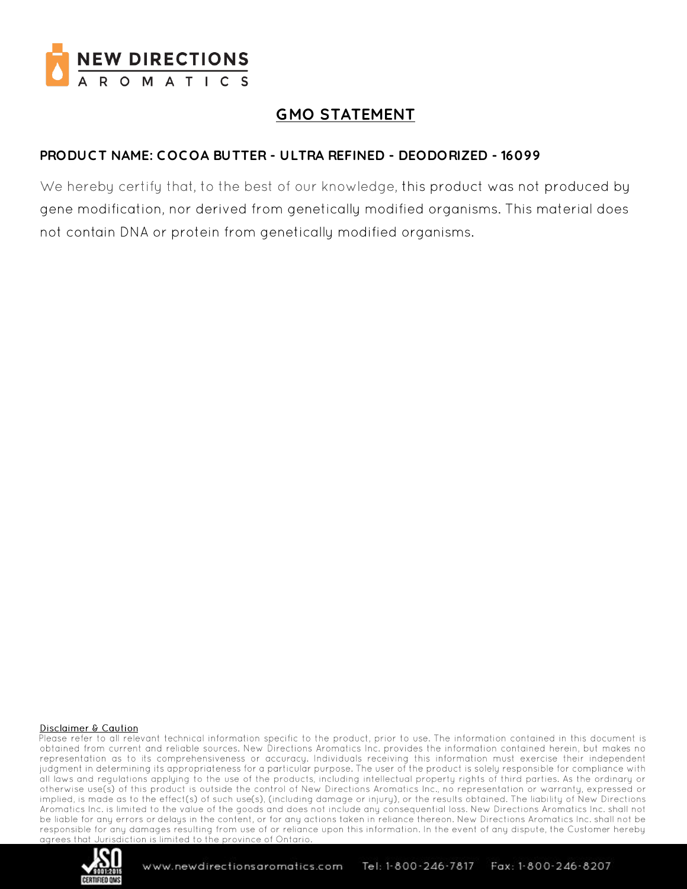# GMO STATEMENT

**PRODUCT NAME: COCOA BUTTER - ULTRA REFINED - DEODORIZED - 16099**

We hereby certify that, to the best of our knowledge, this product was not produced by gene modification, nor derived from genetically modified organisms. This material does not contain DNA or protein from genetically modified organisms.

Disclaimer & Caution

Please refer to all relevant technical information specific to the product, prior to use. The information contained in this document is obtained from current and reliable sources. New Directions Aromatics Inc. provides the information contained herein, but makes no representation as to its comprehensiveness or accuracy. Individuals receiving this information must exercise their independent judgment in determining its appropriateness for a particular purpose. The user of the product is solely responsible for compliance with all laws and regulations applying to the use of the products, including intellectual property rights of third parties. As the ordinary or otherwise use(s) of this product is outside the control of New Directions Aromatics Inc., no representation or warranty, expressed or implied, is made as to the effect(s) of such use(s), (including damage or injury), or the results obtained. The liability of New Directions Aromatics Inc. is limited to the value of the goods and does not include any consequential loss. New Directions Aromatics Inc. shall not be liable for any errors or delays in the content, or for any actions taken in reliance thereon. New Directions Aromatics Inc. shall not be responsible for any damages resulting from use of or reliance upon this information. In the event of any dispute, the Customer hereby agrees that Jurisdiction is limited to the province of Ontario.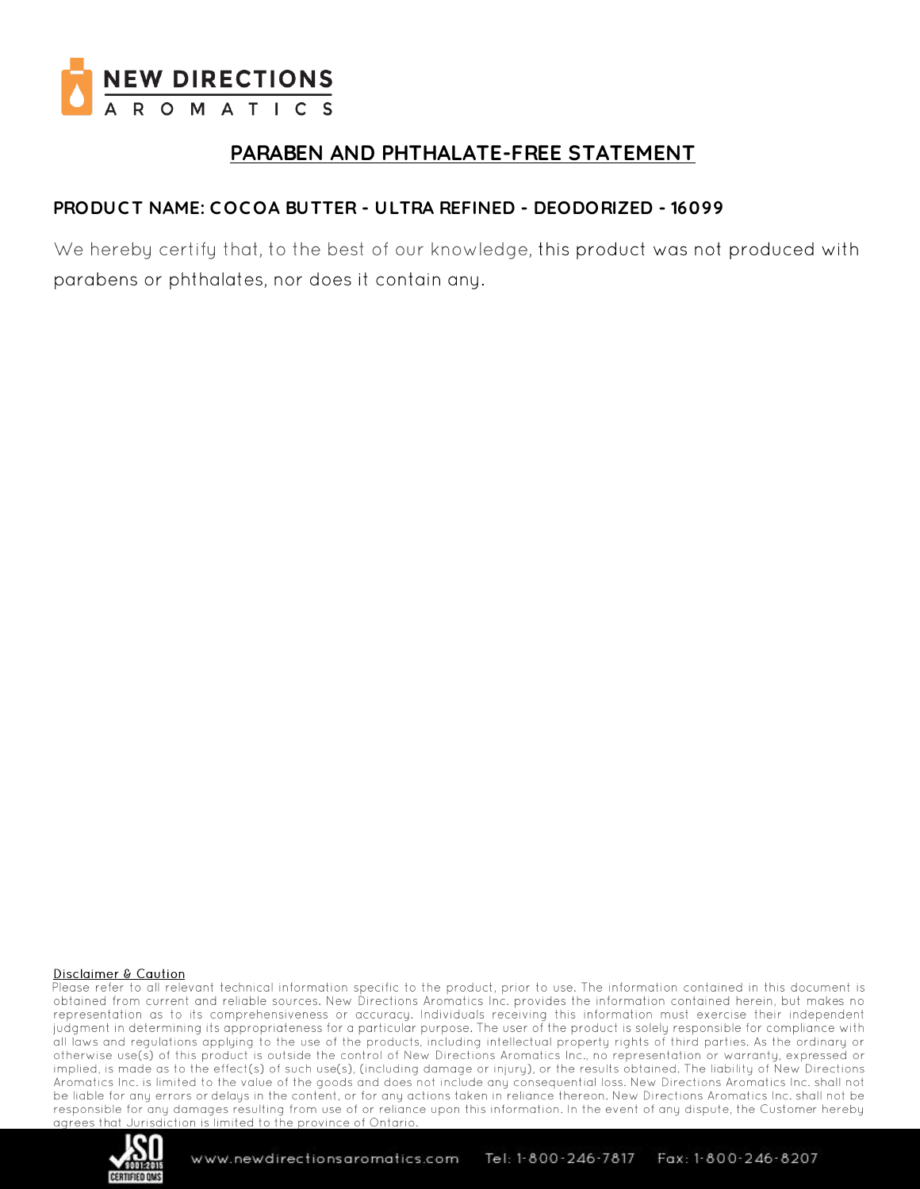# PARABEN AND PHTHALATE-FREE STATEMENT

## PRODUCT NAME: COCOA BUTTER - ULTRA REFINED - DEODORIZED - 16099

We hereby certify that, to the best of our knowledge, this product was not produced with parabens or phthalates, nor does it contain any.

Disclaimer & Caution

Please refer to all relevant technical information specific to the product, prior to use. The information contained in this document is obtained from current and reliable sources. New Directions Aromatics Inc. provides the information contained herein, but makes no representation as to its comprehensiveness or accuracy. Individuals receiving this information must exercise their independent judgment in determining its appropriateness for a particular purpose. The user of the product is solely responsible for compliance with all laws and regulations applying to the use of the products, including intellectual property rights of third parties. As the ordinary or otherwise use(s) of this product is outside the control of New Directions Aromatics Inc., no representation or warranty, expressed or implied, is made as to the effect(s) of such use(s), (including damage or injury), or the results obtained. The liability of New Directions Aromatics Inc. is limited to the value of the goods and does not include any consequential loss. New Directions Aromatics Inc. shall not be liable for any errors or delays in the content, or for any actions taken in reliance thereon. New Directions Aromatics Inc. shall not be responsible for any damages resulting from use of or reliance upon this information. In the event of any dispute, the Customer hereby agrees that Jurisdiction is limited to the province of Ontario.

www.newdirectionsaromatics.com Tel: 1-800-246-7817 Fax: 1-800-246-8207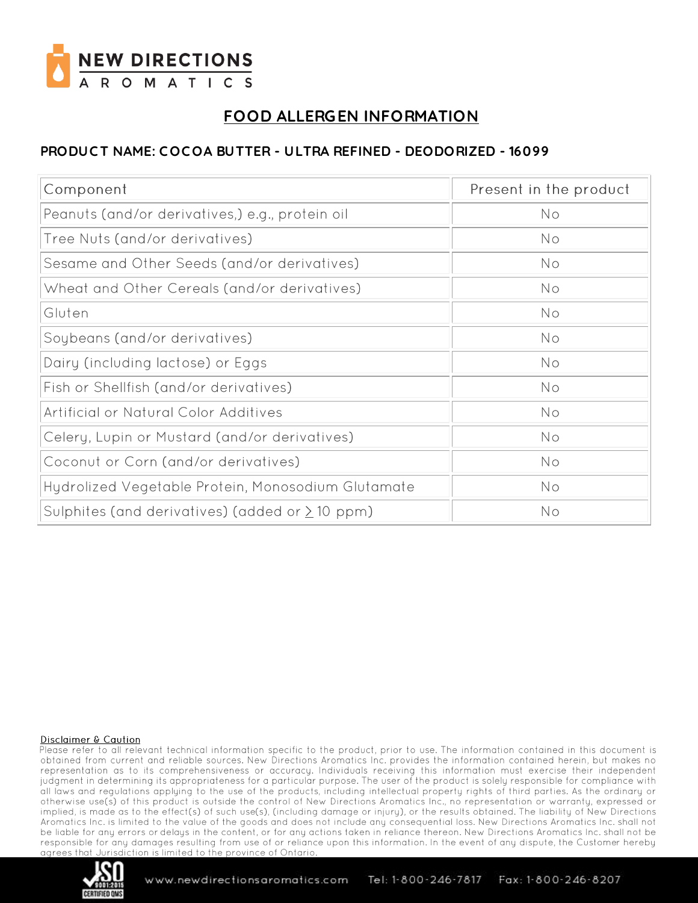NEW DIRECTIONS AROMATICS

# FOOD ALLERGEN INFORMATION

## PRODUCT NAME: COCOA BUTTER - ULTRA REFINED - DEODORIZED - 16099

| Component | Present in the product |
|---|---|
| Peanuts (and/or derivatives,) e.g., protein oil | No |
| Tree Nuts (and/or derivatives) | No |
| Sesame and Other Seeds (and/or derivatives) | No |
| Wheat and Other Cereals (and/or derivatives) | No |
| Gluten | No |
| Soybeans (and/or derivatives) | No |
| Dairy (including lactose) or Eggs | No |
| Fish or Shellfish (and/or derivatives) | No |
| Artificial or Natural Color Additives | No |
| Celery, Lupin or Mustard (and/or derivatives) | No |
| Coconut or Corn (and/or derivatives) | No |
| Hydrolized Vegetable Protein, Monosodium Glutamate | No |
| Sulphites (and derivatives) (added or $\geq$ 10 ppm) | No |

Disclaimer & Caution

Please refer to all relevant technical information specific to the product, prior to use. The information contained in this document is obtained from current and reliable sources. New Directions Aromatics Inc. provides the information contained herein, but makes no representation as to its comprehensiveness or accuracy. Individuals receiving this information must exercise their independent judgment in determining its appropriateness for a particular purpose. The user of the product is solely responsible for compliance with all laws and regulations applying to the use of the products, including intellectual property rights of third parties. As the ordinary or otherwise use(s) of this product is outside the control of New Directions Aromatics Inc., no representation or warranty, expressed or implied, is made as to the effect(s) of such use(s), (including damage or injury), or the results obtained. The liability of New Directions Aromatics Inc. is limited to the value of the goods and does not include any consequential loss. New Directions Aromatics Inc. shall not be liable for any errors or delays in the content, or for any actions taken in reliance thereon. New Directions Aromatics Inc. shall not be responsible for any damages resulting from use of or reliance upon this information. In the event of any dispute, the Customer hereby agrees that Jurisdiction is limited to the province of Ontario.

www.newdirectionsaromatics.com Tel: 1-800-246-7817 Fax: 1-800-246-8207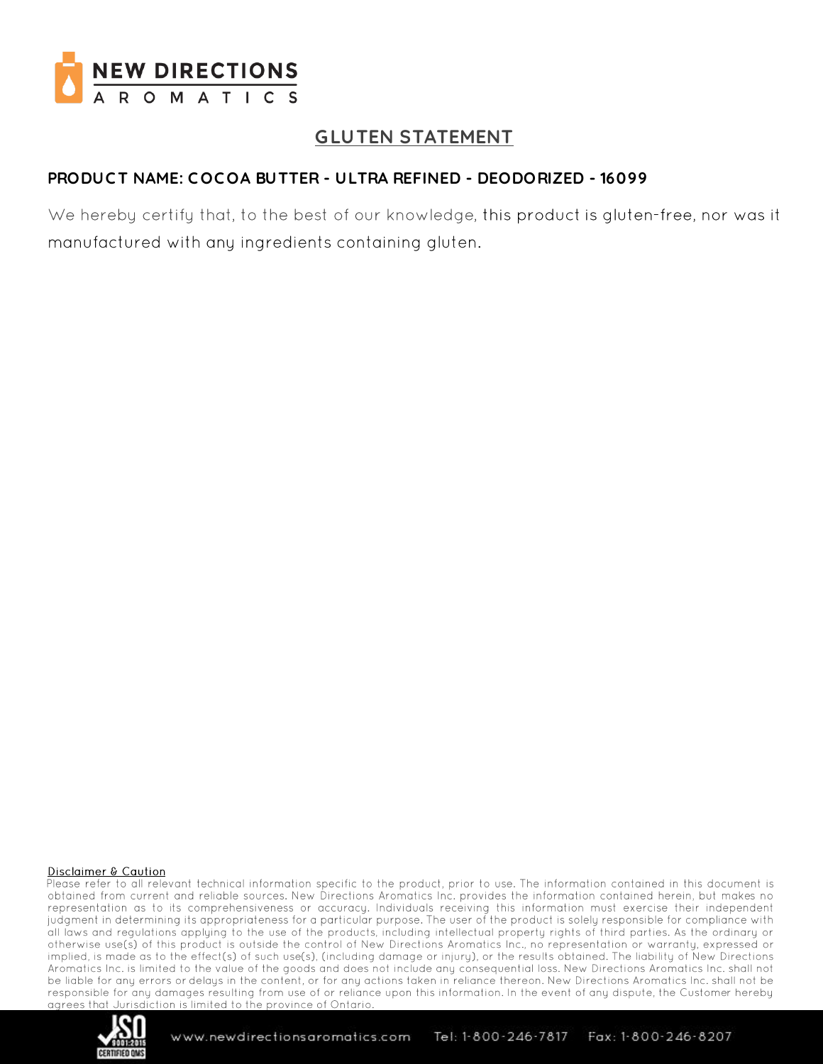## GLUTEN STATEMENT

**PRODUCT NAME: COCOA BUTTER - ULTRA REFINED - DEODORIZED - 16099**

We hereby certify that, to the best of our knowledge, this product is gluten-free, nor was it manufactured with any ingredients containing gluten.

Disclaimer & Caution

Please refer to all relevant technical information specific to the product, prior to use. The information contained in this document is obtained from current and reliable sources. New Directions Aromatics Inc. provides the information contained herein, but makes no representation as to its comprehensiveness or accuracy. Individuals receiving this information must exercise their independent judgment in determining its appropriateness for a particular purpose. The user of the product is solely responsible for compliance with all laws and regulations applying to the use of the products, including intellectual property rights of third parties. As the ordinary or otherwise use(s) of this product is outside the control of New Directions Aromatics Inc., no representation or warranty, expressed or implied, is made as to the effect(s) of such use(s), (including damage or injury), or the results obtained. The liability of New Directions Aromatics Inc. is limited to the value of the goods and does not include any consequential loss. New Directions Aromatics Inc. shall not be liable for any errors or delays in the content, or for any actions taken in reliance thereon. New Directions Aromatics Inc. shall not be responsible for any damages resulting from use of or reliance upon this information. In the event of any dispute, the Customer hereby agrees that Jurisdiction is limited to the province of Ontario.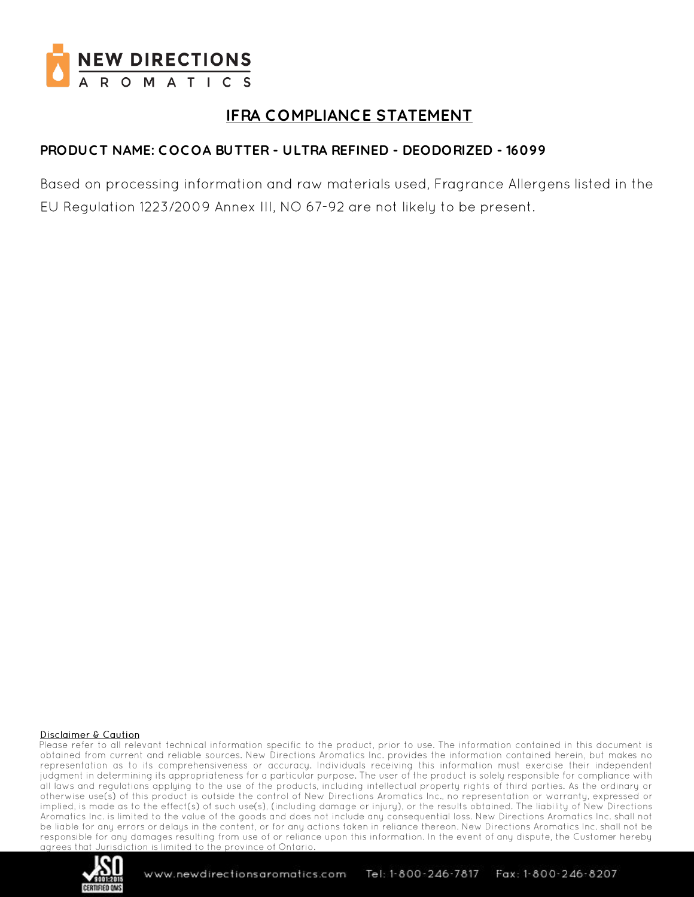# IFRA COMPLIANCE STATEMENT

**PRODUCT NAME: COCOA BUTTER - ULTRA REFINED - DEODORIZED - 16099**

Based on processing information and raw materials used, Fragrance Allergens listed in the EU Regulation 1223/2009 Annex III, NO 67-92 are not likely to be present.

Disclaimer & Caution

Please refer to all relevant technical information specific to the product, prior to use. The information contained in this document is obtained from current and reliable sources. New Directions Aromatics Inc. provides the information contained herein, but makes no representation as to its comprehensiveness or accuracy. Individuals receiving this information must exercise their independent judgment in determining its appropriateness for a particular purpose. The user of the product is solely responsible for compliance with all laws and regulations applying to the use of the products, including intellectual property rights of third parties. As the ordinary or otherwise use(s) of this product is outside the control of New Directions Aromatics Inc., no representation or warranty, expressed or implied, is made as to the effect(s) of such use(s), (including damage or injury), or the results obtained. The liability of New Directions Aromatics Inc. is limited to the value of the goods and does not include any consequential loss. New Directions Aromatics Inc. shall not be liable for any errors or delays in the content, or for any actions taken in reliance thereon. New Directions Aromatics Inc. shall not be responsible for any damages resulting from use of or reliance upon this information. In the event of any dispute, the Customer hereby agrees that Jurisdiction is limited to the province of Ontario.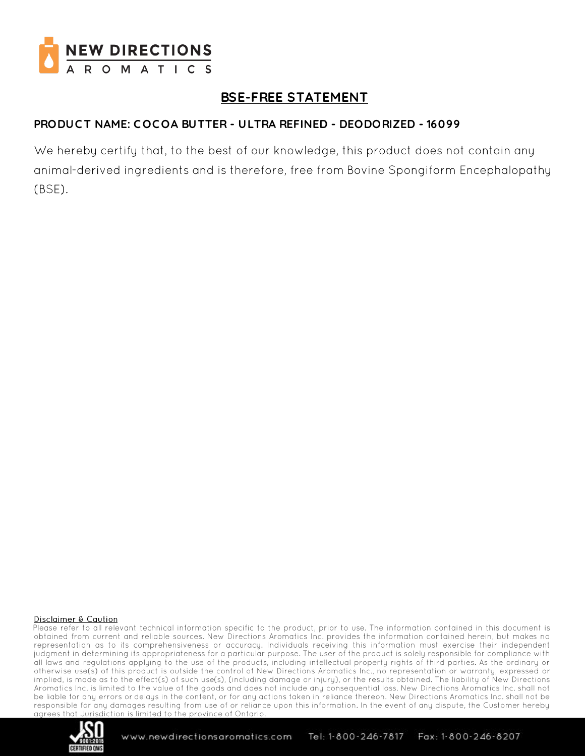# BSE-FREE STATEMENT

**PRODUCT NAME: COCOA BUTTER - ULTRA REFINED - DEODORIZED - 16099**

We hereby certify that, to the best of our knowledge, this product does not contain any animal-derived ingredients and is therefore, free from Bovine Spongiform Encephalopathy (BSE).

Disclaimer & Caution

Please refer to all relevant technical information specific to the product, prior to use. The information contained in this document is obtained from current and reliable sources. New Directions Aromatics Inc. provides the information contained herein, but makes no representation as to its comprehensiveness or accuracy. Individuals receiving this information must exercise their independent judgment in determining its appropriateness for a particular purpose. The user of the product is solely responsible for compliance with all laws and regulations applying to the use of the products, including intellectual property rights of third parties. As the ordinary or otherwise use(s) of this product is outside the control of New Directions Aromatics Inc., no representation or warranty, expressed or implied, is made as to the effect(s) of such use(s), (including damage or injury), or the results obtained. The liability of New Directions Aromatics Inc. is limited to the value of the goods and does not include any consequential loss. New Directions Aromatics Inc. shall not be liable for any errors or delays in the content, or for any actions taken in reliance thereon. New Directions Aromatics Inc. shall not be responsible for any damages resulting from use of or reliance upon this information. In the event of any dispute, the Customer hereby agrees that Jurisdiction is limited to the province of Ontario.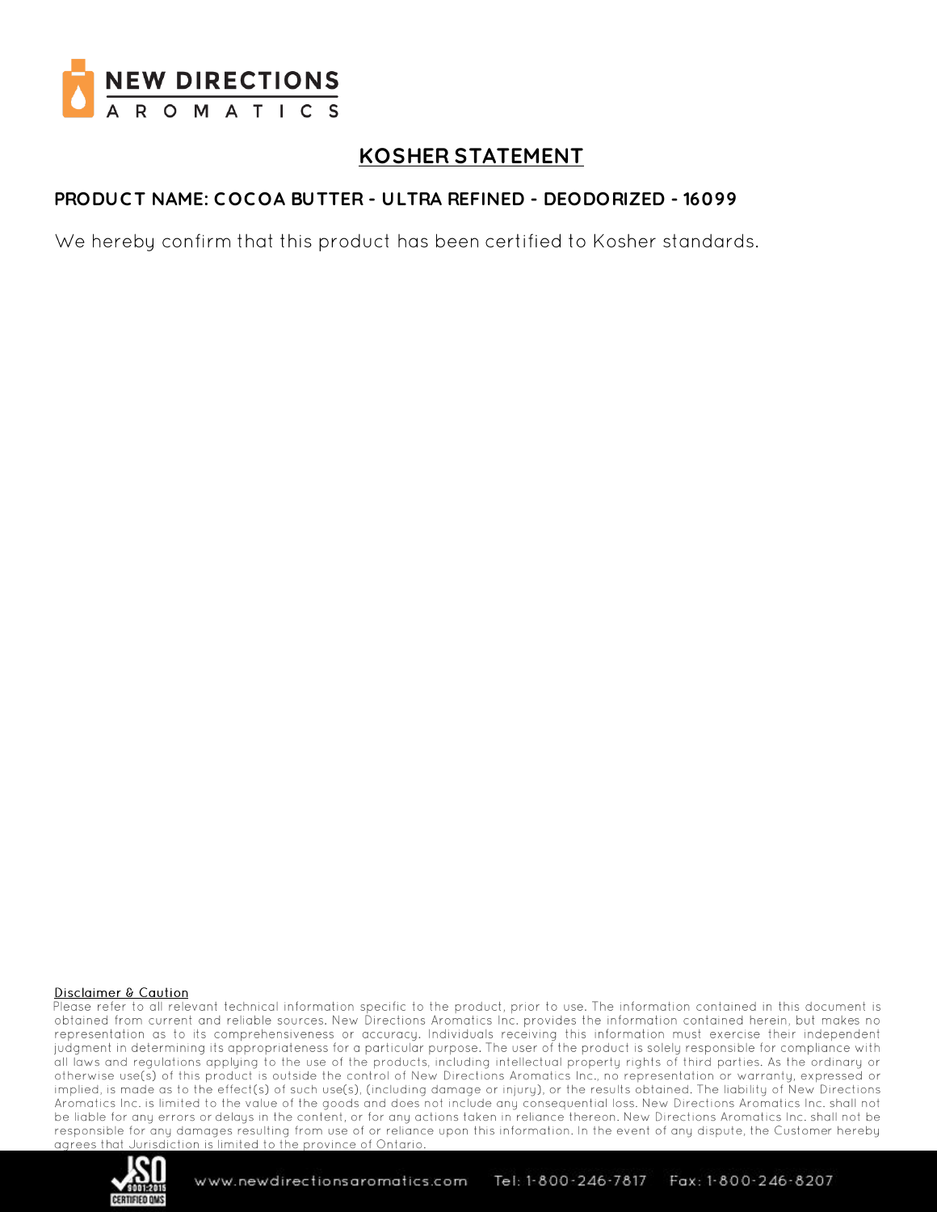# KOSHER STATEMENT

**PRODUCT NAME: COCOA BUTTER - ULTRA REFINED - DEODORIZED - 16099**

We hereby confirm that this product has been certified to Kosher standards.

Disclaimer & Caution

Please refer to all relevant technical information specific to the product, prior to use. The information contained in this document is obtained from current and reliable sources. New Directions Aromatics Inc. provides the information contained herein, but makes no representation as to its comprehensiveness or accuracy. Individuals receiving this information must exercise their independent judgment in determining its appropriateness for a particular purpose. The user of the product is solely responsible for compliance with all laws and regulations applying to the use of the products, including intellectual property rights of third parties. As the ordinary or otherwise use(s) of this product is outside the control of New Directions Aromatics Inc., no representation or warranty, expressed or implied, is made as to the effect(s) of such use(s), (including damage or injury), or the results obtained. The liability of New Directions Aromatics Inc. is limited to the value of the goods and does not include any consequential loss. New Directions Aromatics Inc. shall not be liable for any errors or delays in the content, or for any actions taken in reliance thereon. New Directions Aromatics Inc. shall not be responsible for any damages resulting from use of or reliance upon this information. In the event of any dispute, the Customer hereby agrees that Jurisdiction is limited to the province of Ontario.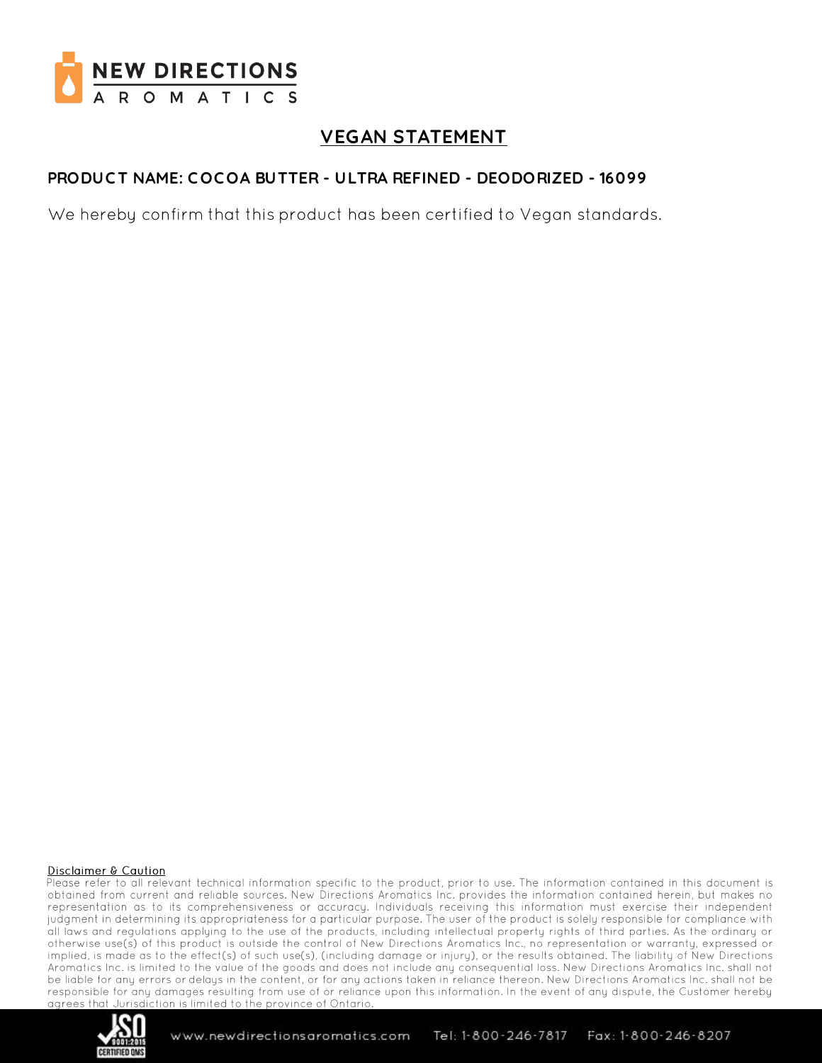# VEGAN STATEMENT

**PRODUCT NAME: COCOA BUTTER - ULTRA REFINED - DEODORIZED - 16099**

We hereby confirm that this product has been certified to Vegan standards.

Disclaimer & Caution

Please refer to all relevant technical information specific to the product, prior to use. The information contained in this document is obtained from current and reliable sources. New Directions Aromatics Inc. provides the information contained herein, but makes no representation as to its comprehensiveness or accuracy. Individuals receiving this information must exercise their independent judgment in determining its appropriateness for a particular purpose. The user of the product is solely responsible for compliance with all laws and regulations applying to the use of the products, including intellectual property rights of third parties. As the ordinary or otherwise use(s) of this product is outside the control of New Directions Aromatics Inc., no representation or warranty, expressed or implied, is made as to the effect(s) of such use(s), (including damage or injury), or the results obtained. The liability of New Directions Aromatics Inc. is limited to the value of the goods and does not include any consequential loss. New Directions Aromatics Inc. shall not be liable for any errors or delays in the content, or for any actions taken in reliance thereon. New Directions Aromatics Inc. shall not be responsible for any damages resulting from use of or reliance upon this information. In the event of any dispute, the Customer hereby agrees that Jurisdiction is limited to the province of Ontario.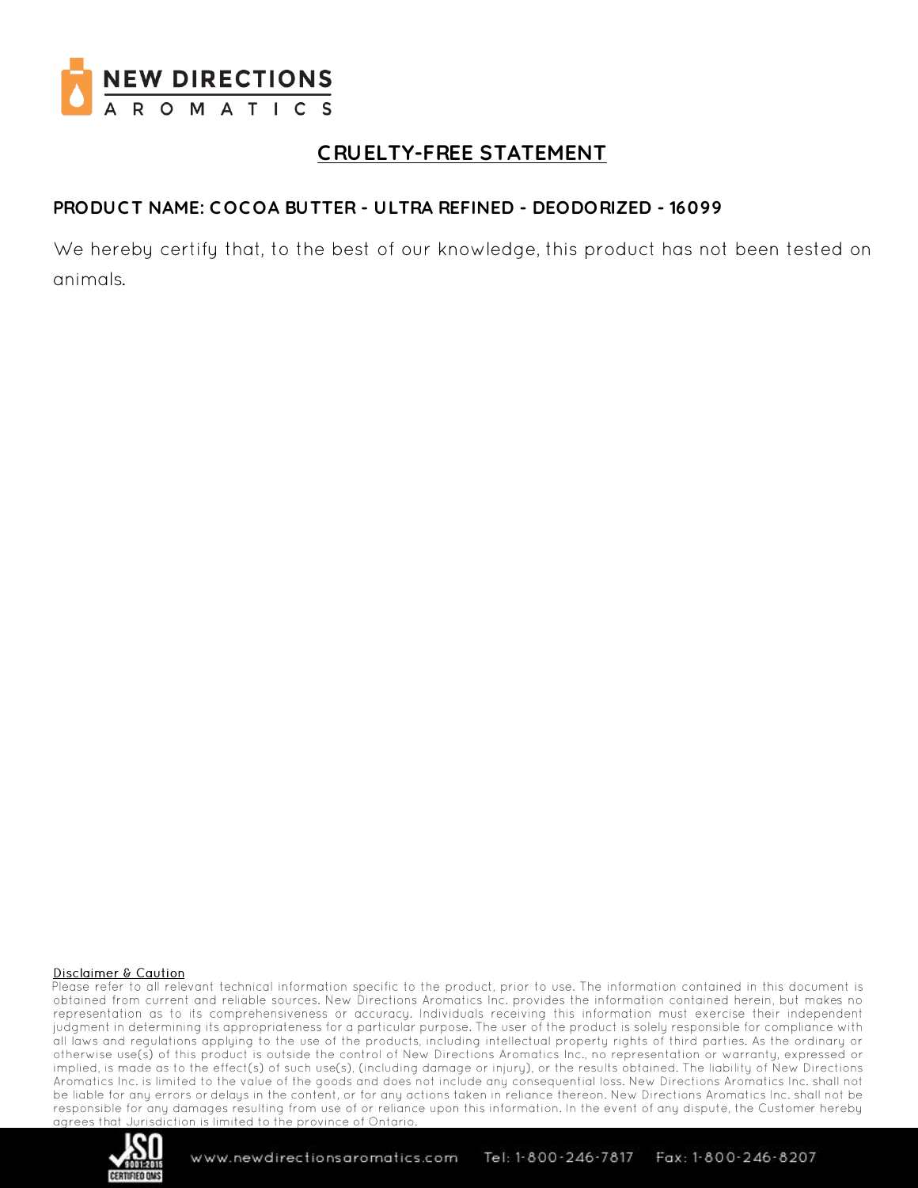# CRUELTY-FREE STATEMENT

**PRODUCT NAME: COCOA BUTTER - ULTRA REFINED - DEODORIZED - 16099**

We hereby certify that, to the best of our knowledge, this product has not been tested on animals.

Disclaimer & Caution

Please refer to all relevant technical information specific to the product, prior to use. The information contained in this document is obtained from current and reliable sources. New Directions Aromatics Inc. provides the information contained herein, but makes no representation as to its comprehensiveness or accuracy. Individuals receiving this information must exercise their independent judgment in determining its appropriateness for a particular purpose. The user of the product is solely responsible for compliance with all laws and regulations applying to the use of the products, including intellectual property rights of third parties. As the ordinary or otherwise use(s) of this product is outside the control of New Directions Aromatics Inc., no representation or warranty, expressed or implied, is made as to the effect(s) of such use(s), (including damage or injury), or the results obtained. The liability of New Directions Aromatics Inc. is limited to the value of the goods and does not include any consequential loss. New Directions Aromatics Inc. shall not be liable for any errors or delays in the content, or for any actions taken in reliance thereon. New Directions Aromatics Inc. shall not be responsible for any damages resulting from use of or reliance upon this information. In the event of any dispute, the Customer hereby agrees that Jurisdiction is limited to the province of Ontario.

www.newdirectionsaromatics.com Tel: 1-800-246-7817 Fax: 1-800-246-8207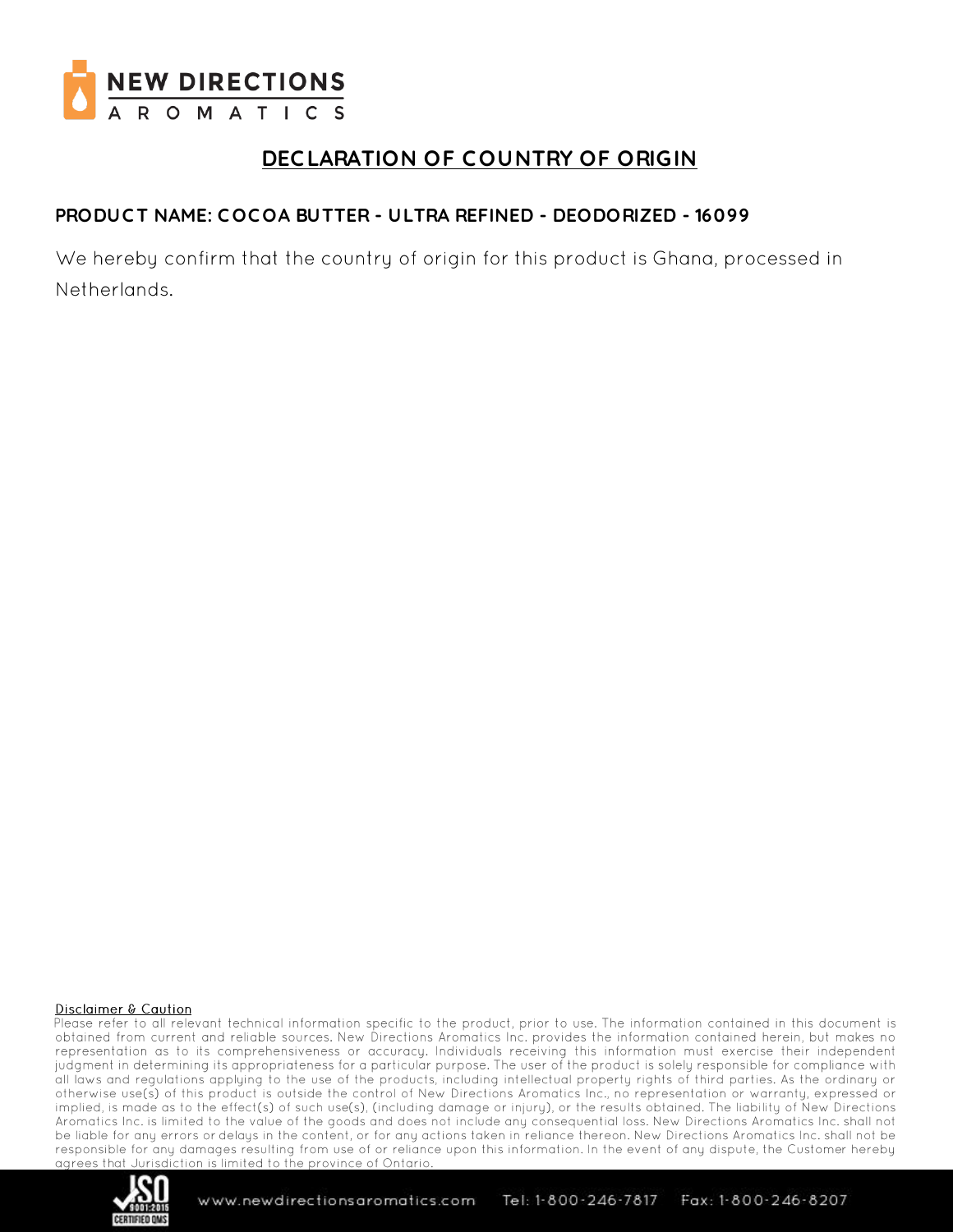# DECLARATION OF COUNTRY OF ORIGIN

**PRODUCT NAME: COCOA BUTTER - ULTRA REFINED - DEODORIZED - 16099**

We hereby confirm that the country of origin for this product is Ghana, processed in Netherlands.

Disclaimer & Caution

Please refer to all relevant technical information specific to the product, prior to use. The information contained in this document is obtained from current and reliable sources. New Directions Aromatics Inc. provides the information contained herein, but makes no representation as to its comprehensiveness or accuracy. Individuals receiving this information must exercise their independent judgment in determining its appropriateness for a particular purpose. The user of the product is solely responsible for compliance with all laws and regulations applying to the use of the products, including intellectual property rights of third parties. As the ordinary or otherwise use(s) of this product is outside the control of New Directions Aromatics Inc., no representation or warranty, expressed or implied, is made as to the effect(s) of such use(s), (including damage or injury), or the results obtained. The liability of New Directions Aromatics Inc. is limited to the value of the goods and does not include any consequential loss. New Directions Aromatics Inc. shall not be liable for any errors or delays in the content, or for any actions taken in reliance thereon. New Directions Aromatics Inc. shall not be responsible for any damages resulting from use of or reliance upon this information. In the event of any dispute, the Customer hereby agrees that Jurisdiction is limited to the province of Ontario.